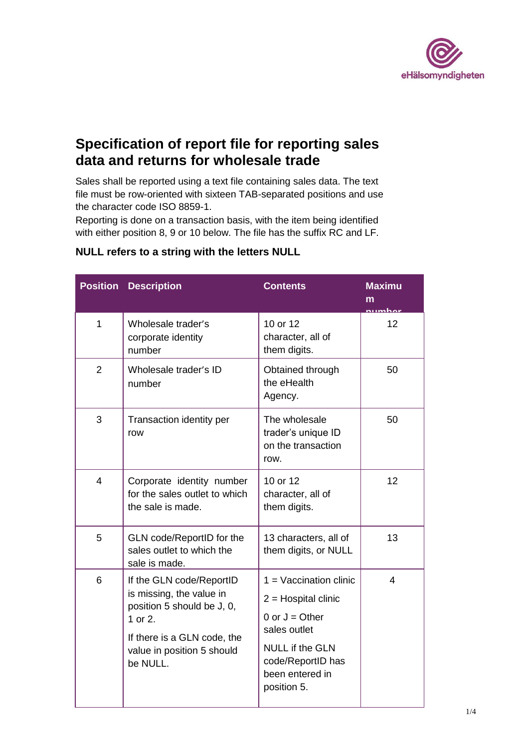# Specification of report file for reporting sales data and returns for wholesale trade

Sales shall be reported using a text file containing sales data. The text file must be row-oriented with sixteen TAB-separated positions and use the character code ISO 8859-1.
Reporting is done on a transaction basis, with the item being identified with either position 8, 9 or 10 below. The file has the suffix RC and LF.

**NULL refers to a string with the letters NULL**

| Position | Description | Contents | Maximum number |
|---|---|---|---|
| 1 | Wholesale trader's corporate identity number | 10 or 12 character, all of them digits. | 12 |
| 2 | Wholesale trader's ID number | Obtained through the eHealth Agency. | 50 |
| 3 | Transaction identity per row | The wholesale trader's unique ID on the transaction row. | 50 |
| 4 | Corporate identity number for the sales outlet to which the sale is made. | 10 or 12 character, all of them digits. | 12 |
| 5 | GLN code/ReportID for the sales outlet to which the sale is made. | 13 characters, all of them digits, or NULL | 13 |
| 6 | If the GLN code/ReportID is missing, the value in position 5 should be J, 0, 1 or 2.<br><br>If there is a GLN code, the value in position 5 should be NULL. | 1 = Vaccination clinic<br><br>2 = Hospital clinic<br><br>0 or J = Other sales outlet<br><br>NULL if the GLN code/ReportID has been entered in position 5. | 4 |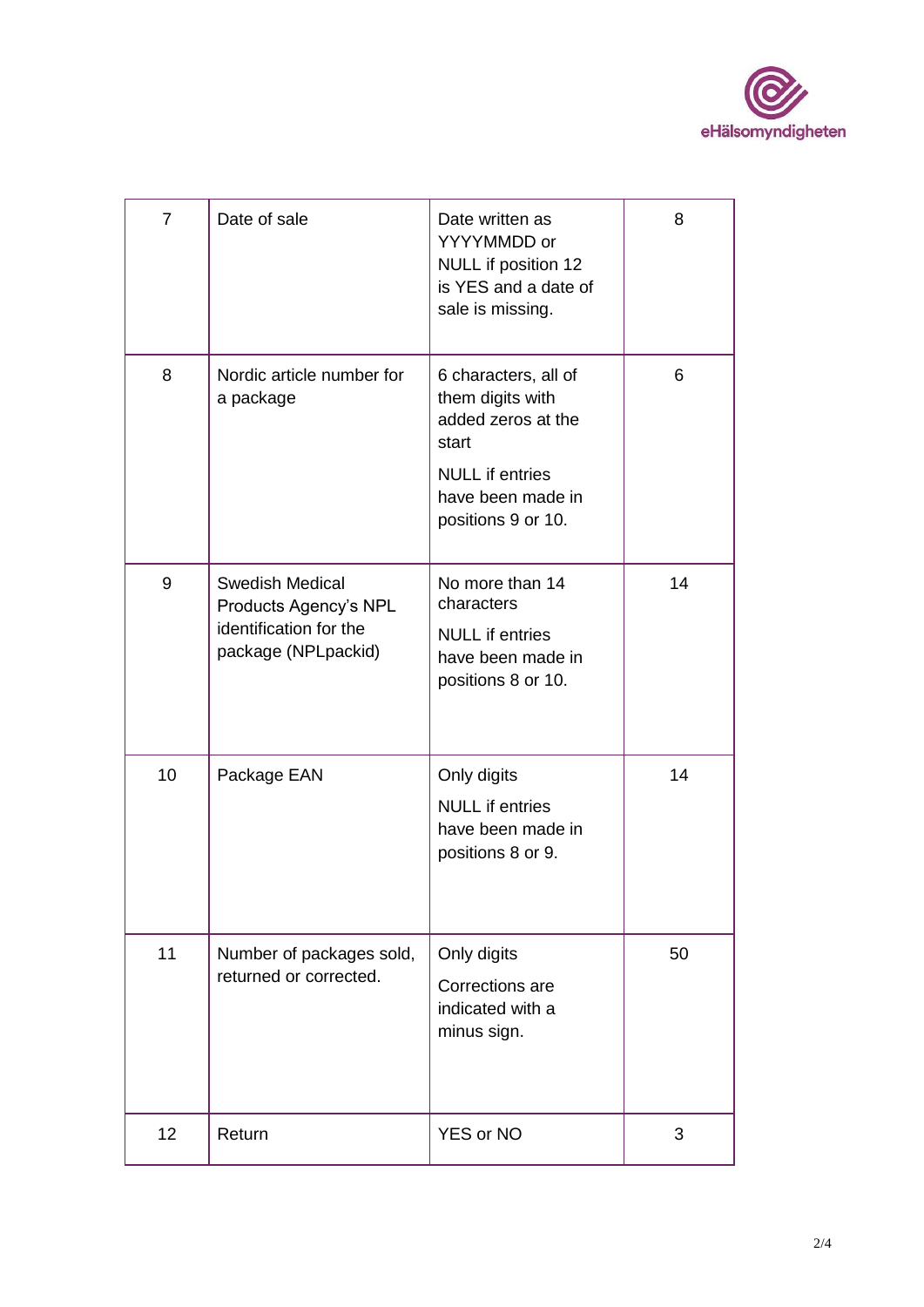| 7 | Date of sale | Date written as YYYYMMDD or NULL if position 12 is YES and a date of sale is missing. | 8 |
|---|---|---|---|
| 8 | Nordic article number for a package | 6 characters, all of them digits with added zeros at the start<br><br>NULL if entries have been made in positions 9 or 10. | 6 |
| 9 | Swedish Medical Products Agency's NPL identification for the package (NPLpackid) | No more than 14 characters<br><br>NULL if entries have been made in positions 8 or 10. | 14 |
| 10 | Package EAN | Only digits<br><br>NULL if entries have been made in positions 8 or 9. | 14 |
| 11 | Number of packages sold, returned or corrected. | Only digits<br><br>Corrections are indicated with a minus sign. | 50 |
| 12 | Return | YES or NO | 3 |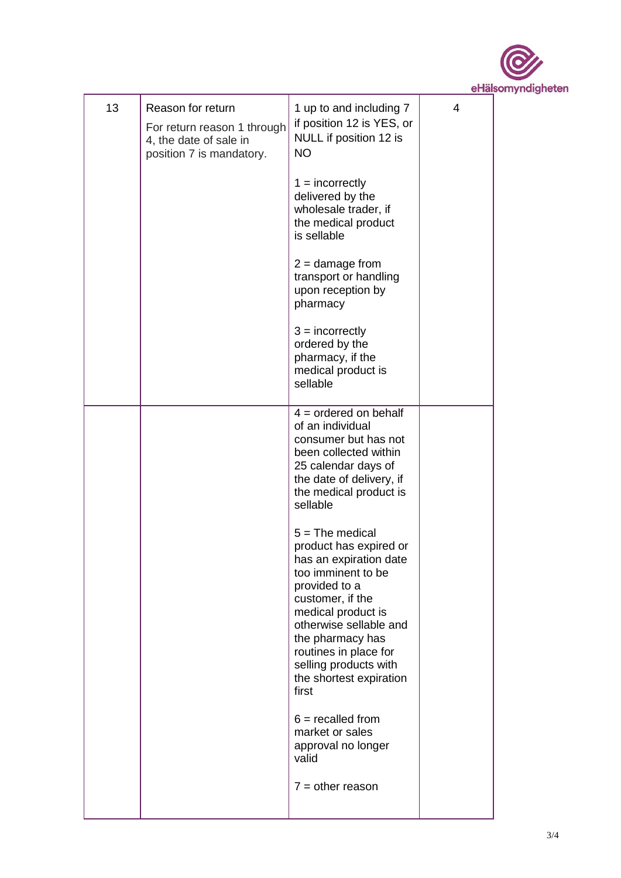| | | | |
|---|---|---|---|
| 13 | Reason for return<br><br>For return reason 1 through 4, the date of sale in position 7 is mandatory. | 1 up to and including 7 if position 12 is YES, or NULL if position 12 is NO<br><br>1 = incorrectly delivered by the wholesale trader, if the medical product is sellable<br><br>2 = damage from transport or handling upon reception by pharmacy<br><br>3 = incorrectly ordered by the pharmacy, if the medical product is sellable | 4 |
| | | 4 = ordered on behalf of an individual consumer but has not been collected within 25 calendar days of the date of delivery, if the medical product is sellable<br><br>5 = The medical product has expired or has an expiration date too imminent to be provided to a customer, if the medical product is otherwise sellable and the pharmacy has routines in place for selling products with the shortest expiration first<br><br>6 = recalled from market or sales approval no longer valid<br><br>7 = other reason | |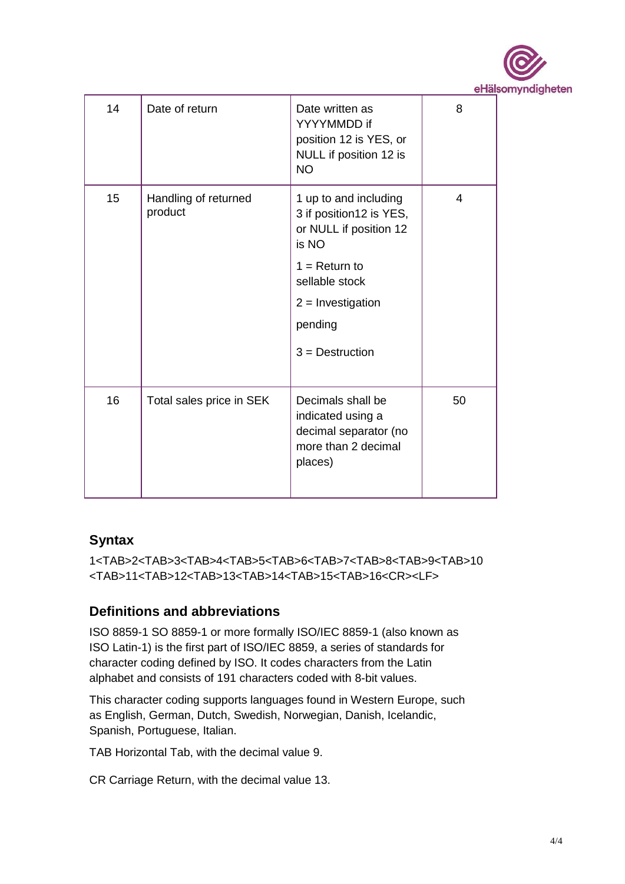| | | | |
|---|---|---|---|
| 14 | Date of return | Date written as YYYYMMDD if position 12 is YES, or NULL if position 12 is NO | 8 |
| 15 | Handling of returned product | 1 up to and including 3 if position12 is YES, or NULL if position 12 is NO<br><br>1 = Return to sellable stock<br><br>2 = Investigation<br><br>pending<br><br>3 = Destruction | 4 |
| 16 | Total sales price in SEK | Decimals shall be indicated using a decimal separator (no more than 2 decimal places) | 50 |

## Syntax

1<TAB>2<TAB>3<TAB>4<TAB>5<TAB>6<TAB>7<TAB>8<TAB>9<TAB>10<TAB>11<TAB>12<TAB>13<TAB>14<TAB>15<TAB>16<CR><LF>

## Definitions and abbreviations

ISO 8859-1 SO 8859-1 or more formally ISO/IEC 8859-1 (also known as ISO Latin-1) is the first part of ISO/IEC 8859, a series of standards for character coding defined by ISO. It codes characters from the Latin alphabet and consists of 191 characters coded with 8-bit values.

This character coding supports languages found in Western Europe, such as English, German, Dutch, Swedish, Norwegian, Danish, Icelandic, Spanish, Portuguese, Italian.

TAB Horizontal Tab, with the decimal value 9.

CR Carriage Return, with the decimal value 13.